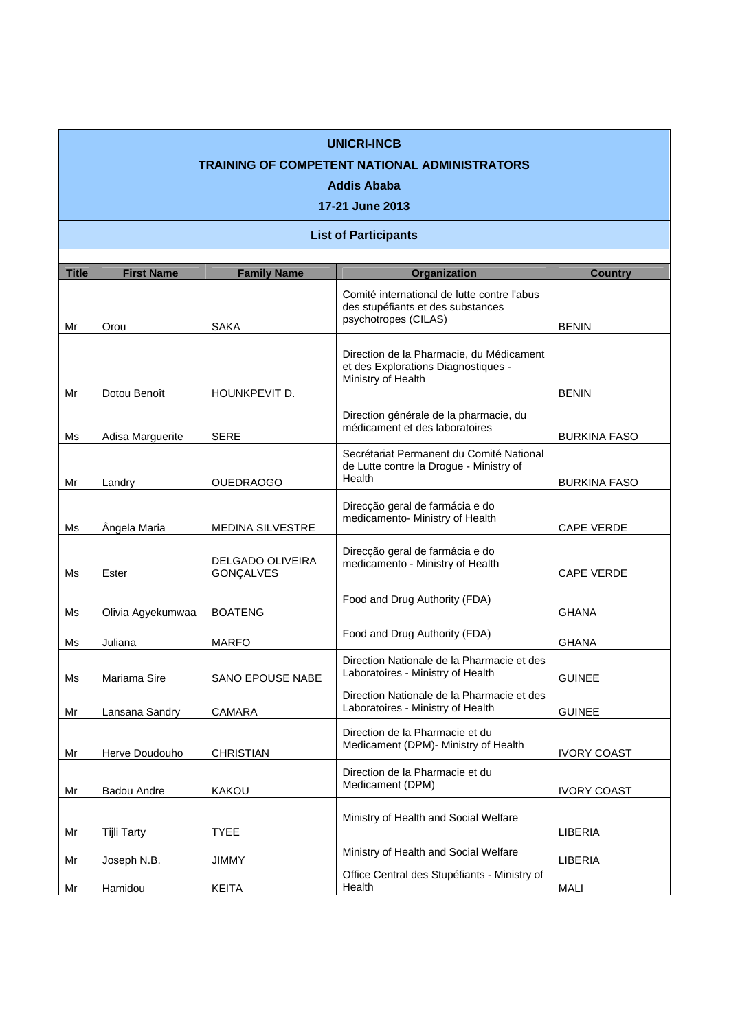**UNICRI-INCB**

**TRAINING OF COMPETENT NATIONAL ADMINISTRATORS**

**Addis Ababa**

**17-21 June 2013**

**List of Participants**

| Title | First Name | Family Name | Organization | Country |
|---|---|---|---|---|
| Mr | Orou | SAKA | Comité international de lutte contre l'abus des stupéfiants et des substances psychotropes (CILAS) | BENIN |
| Mr | Dotou Benoît | HOUNKPEVIT D. | Direction de la Pharmacie, du Médicament et des Explorations Diagnostiques - Ministry of Health | BENIN |
| Ms | Adisa Marguerite | SERE | Direction générale de la pharmacie, du médicament et des laboratoires | BURKINA FASO |
| Mr | Landry | OUEDRAOGO | Secrétariat Permanent du Comité National de Lutte contre la Drogue - Ministry of Health | BURKINA FASO |
| Ms | Ângela Maria | MEDINA SILVESTRE | Direcção geral de farmácia e do medicamento- Ministry of Health | CAPE VERDE |
| Ms | Ester | DELGADO OLIVEIRA GONÇALVES | Direcção geral de farmácia e do medicamento - Ministry of Health | CAPE VERDE |
| Ms | Olivia Agyekumwaa | BOATENG | Food and Drug Authority (FDA) | GHANA |
| Ms | Juliana | MARFO | Food and Drug Authority (FDA) | GHANA |
| Ms | Mariama Sire | SANO EPOUSE NABE | Direction Nationale de la Pharmacie et des Laboratoires - Ministry of Health | GUINEE |
| Mr | Lansana Sandry | CAMARA | Direction Nationale de la Pharmacie et des Laboratoires - Ministry of Health | GUINEE |
| Mr | Herve Doudouho | CHRISTIAN | Direction de la Pharmacie et du Medicament (DPM)- Ministry of Health | IVORY COAST |
| Mr | Badou Andre | KAKOU | Direction de la Pharmacie et du Medicament (DPM) | IVORY COAST |
| Mr | Tijli Tarty | TYEE | Ministry of Health and Social Welfare | LIBERIA |
| Mr | Joseph N.B. | JIMMY | Ministry of Health and Social Welfare | LIBERIA |
| Mr | Hamidou | KEITA | Office Central des Stupéfiants - Ministry of Health | MALI |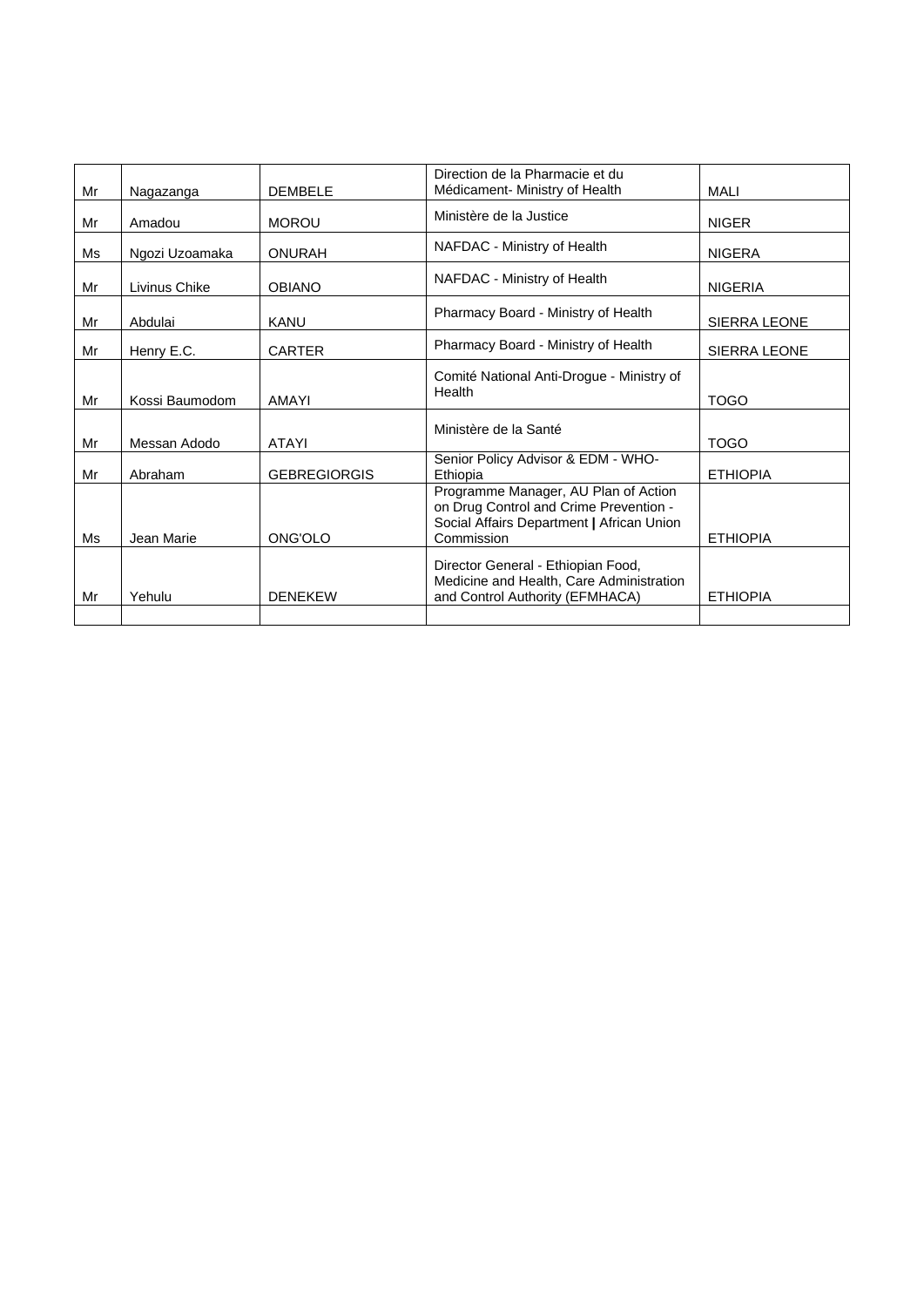| | | | | |
|---|---|---|---|---|
| Mr | Nagazanga | DEMBELE | Direction de la Pharmacie et du Médicament- Ministry of Health | MALI |
| Mr | Amadou | MOROU | Ministère de la Justice | NIGER |
| Ms | Ngozi Uzoamaka | ONURAH | NAFDAC - Ministry of Health | NIGERA |
| Mr | Livinus Chike | OBIANO | NAFDAC - Ministry of Health | NIGERIA |
| Mr | Abdulai | KANU | Pharmacy Board - Ministry of Health | SIERRA LEONE |
| Mr | Henry E.C. | CARTER | Pharmacy Board - Ministry of Health | SIERRA LEONE |
| Mr | Kossi Baumodom | AMAYI | Comité National Anti-Drogue - Ministry of Health | TOGO |
| Mr | Messan Adodo | ATAYI | Ministère de la Santé | TOGO |
| Mr | Abraham | GEBREGIORGIS | Senior Policy Advisor & EDM - WHO-Ethiopia | ETHIOPIA |
| Ms | Jean Marie | ONG'OLO | Programme Manager, AU Plan of Action on Drug Control and Crime Prevention - Social Affairs Department **\|** African Union Commission | ETHIOPIA |
| Mr | Yehulu | DENEKEW | Director General - Ethiopian Food, Medicine and Health, Care Administration and Control Authority (EFMHACA) | ETHIOPIA |
| | | | | |